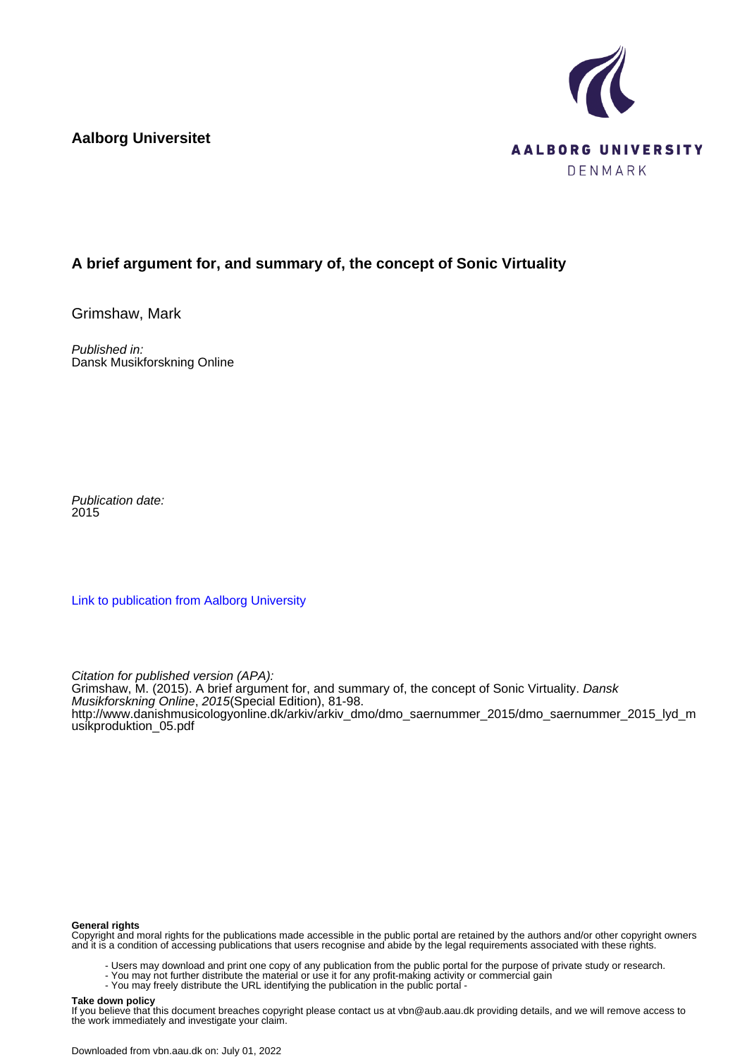**Aalborg Universitet**

AALBORG UNIVERSITY
DENMARK

## A brief argument for, and summary of, the concept of Sonic Virtuality

Grimshaw, Mark

*Published in:*
Dansk Musikforskning Online

*Publication date:*
2015

[Link to publication from Aalborg University](http://www.danishmusicologyonline.dk/arkiv/arkiv_dmo/dmo_saernummer_2015/dmo_saernummer_2015_lyd_musikproduktion_05.pdf)

*Citation for published version (APA):*
Grimshaw, M. (2015). A brief argument for, and summary of, the concept of Sonic Virtuality. *Dansk Musikforskning Online*, *2015*(Special Edition), 81-98.
http://www.danishmusicologyonline.dk/arkiv/arkiv_dmo/dmo_saernummer_2015/dmo_saernummer_2015_lyd_musikproduktion_05.pdf

**General rights**
Copyright and moral rights for the publications made accessible in the public portal are retained by the authors and/or other copyright owners and it is a condition of accessing publications that users recognise and abide by the legal requirements associated with these rights.

- Users may download and print one copy of any publication from the public portal for the purpose of private study or research.
- You may not further distribute the material or use it for any profit-making activity or commercial gain
- You may freely distribute the URL identifying the publication in the public portal -

**Take down policy**
If you believe that this document breaches copyright please contact us at vbn@aub.aau.dk providing details, and we will remove access to the work immediately and investigate your claim.

Downloaded from vbn.aau.dk on: July 01, 2022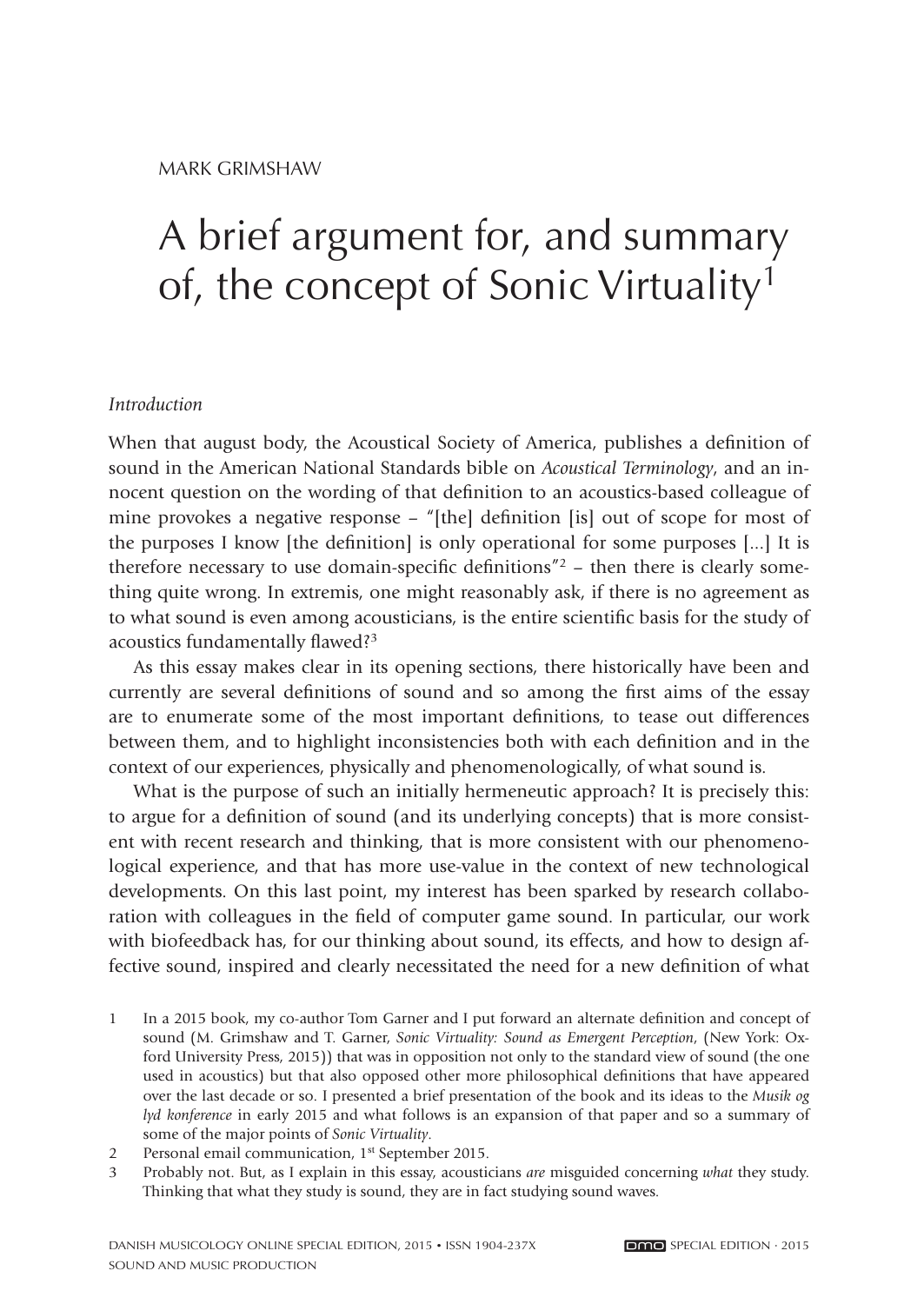MARK GRIMSHAW

# A brief argument for, and summary of, the concept of Sonic Virtuality[1]

*Introduction*

When that august body, the Acoustical Society of America, publishes a definition of sound in the American National Standards bible on *Acoustical Terminology*, and an innocent question on the wording of that definition to an acoustics-based colleague of mine provokes a negative response – "[the] definition [is] out of scope for most of the purposes I know [the definition] is only operational for some purposes [...] It is therefore necessary to use domain-specific definitions"[2] – then there is clearly something quite wrong. In extremis, one might reasonably ask, if there is no agreement as to what sound is even among acousticians, is the entire scientific basis for the study of acoustics fundamentally flawed?[3]

As this essay makes clear in its opening sections, there historically have been and currently are several definitions of sound and so among the first aims of the essay are to enumerate some of the most important definitions, to tease out differences between them, and to highlight inconsistencies both with each definition and in the context of our experiences, physically and phenomenologically, of what sound is.

What is the purpose of such an initially hermeneutic approach? It is precisely this: to argue for a definition of sound (and its underlying concepts) that is more consistent with recent research and thinking, that is more consistent with our phenomenological experience, and that has more use-value in the context of new technological developments. On this last point, my interest has been sparked by research collaboration with colleagues in the field of computer game sound. In particular, our work with biofeedback has, for our thinking about sound, its effects, and how to design affective sound, inspired and clearly necessitated the need for a new definition of what

1 In a 2015 book, my co-author Tom Garner and I put forward an alternate definition and concept of sound (M. Grimshaw and T. Garner, *Sonic Virtuality: Sound as Emergent Perception*, (New York: Oxford University Press, 2015)) that was in opposition not only to the standard view of sound (the one used in acoustics) but that also opposed other more philosophical definitions that have appeared over the last decade or so. I presented a brief presentation of the book and its ideas to the *Musik og lyd konference* in early 2015 and what follows is an expansion of that paper and so a summary of some of the major points of *Sonic Virtuality*.

2 Personal email communication, 1st September 2015.

3 Probably not. But, as I explain in this essay, acousticians *are* misguided concerning *what* they study. Thinking that what they study is sound, they are in fact studying sound waves.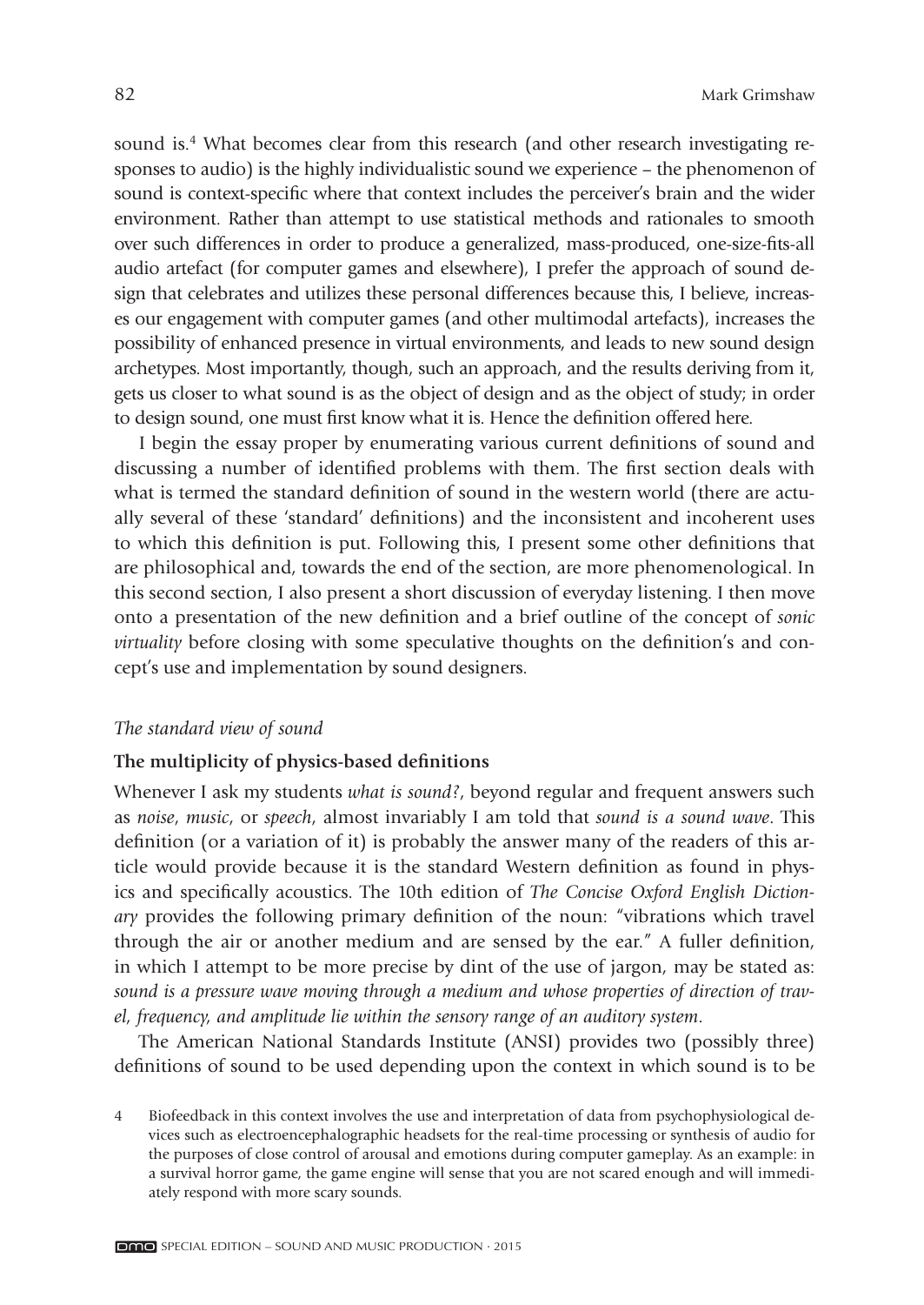sound is.[4] What becomes clear from this research (and other research investigating responses to audio) is the highly individualistic sound we experience – the phenomenon of sound is context-specific where that context includes the perceiver's brain and the wider environment. Rather than attempt to use statistical methods and rationales to smooth over such differences in order to produce a generalized, mass-produced, one-size-fits-all audio artefact (for computer games and elsewhere), I prefer the approach of sound design that celebrates and utilizes these personal differences because this, I believe, increases our engagement with computer games (and other multimodal artefacts), increases the possibility of enhanced presence in virtual environments, and leads to new sound design archetypes. Most importantly, though, such an approach, and the results deriving from it, gets us closer to what sound is as the object of design and as the object of study; in order to design sound, one must first know what it is. Hence the definition offered here.

I begin the essay proper by enumerating various current definitions of sound and discussing a number of identified problems with them. The first section deals with what is termed the standard definition of sound in the western world (there are actually several of these 'standard' definitions) and the inconsistent and incoherent uses to which this definition is put. Following this, I present some other definitions that are philosophical and, towards the end of the section, are more phenomenological. In this second section, I also present a short discussion of everyday listening. I then move onto a presentation of the new definition and a brief outline of the concept of *sonic virtuality* before closing with some speculative thoughts on the definition's and concept's use and implementation by sound designers.

## *The standard view of sound*

### The multiplicity of physics-based definitions

Whenever I ask my students *what is sound?*, beyond regular and frequent answers such as *noise*, *music*, or *speech*, almost invariably I am told that *sound is a sound wave*. This definition (or a variation of it) is probably the answer many of the readers of this article would provide because it is the standard Western definition as found in physics and specifically acoustics. The 10th edition of *The Concise Oxford English Dictionary* provides the following primary definition of the noun: "vibrations which travel through the air or another medium and are sensed by the ear." A fuller definition, in which I attempt to be more precise by dint of the use of jargon, may be stated as: *sound is a pressure wave moving through a medium and whose properties of direction of travel, frequency, and amplitude lie within the sensory range of an auditory system*.

The American National Standards Institute (ANSI) provides two (possibly three) definitions of sound to be used depending upon the context in which sound is to be

4 Biofeedback in this context involves the use and interpretation of data from psychophysiological devices such as electroencephalographic headsets for the real-time processing or synthesis of audio for the purposes of close control of arousal and emotions during computer gameplay. As an example: in a survival horror game, the game engine will sense that you are not scared enough and will immediately respond with more scary sounds.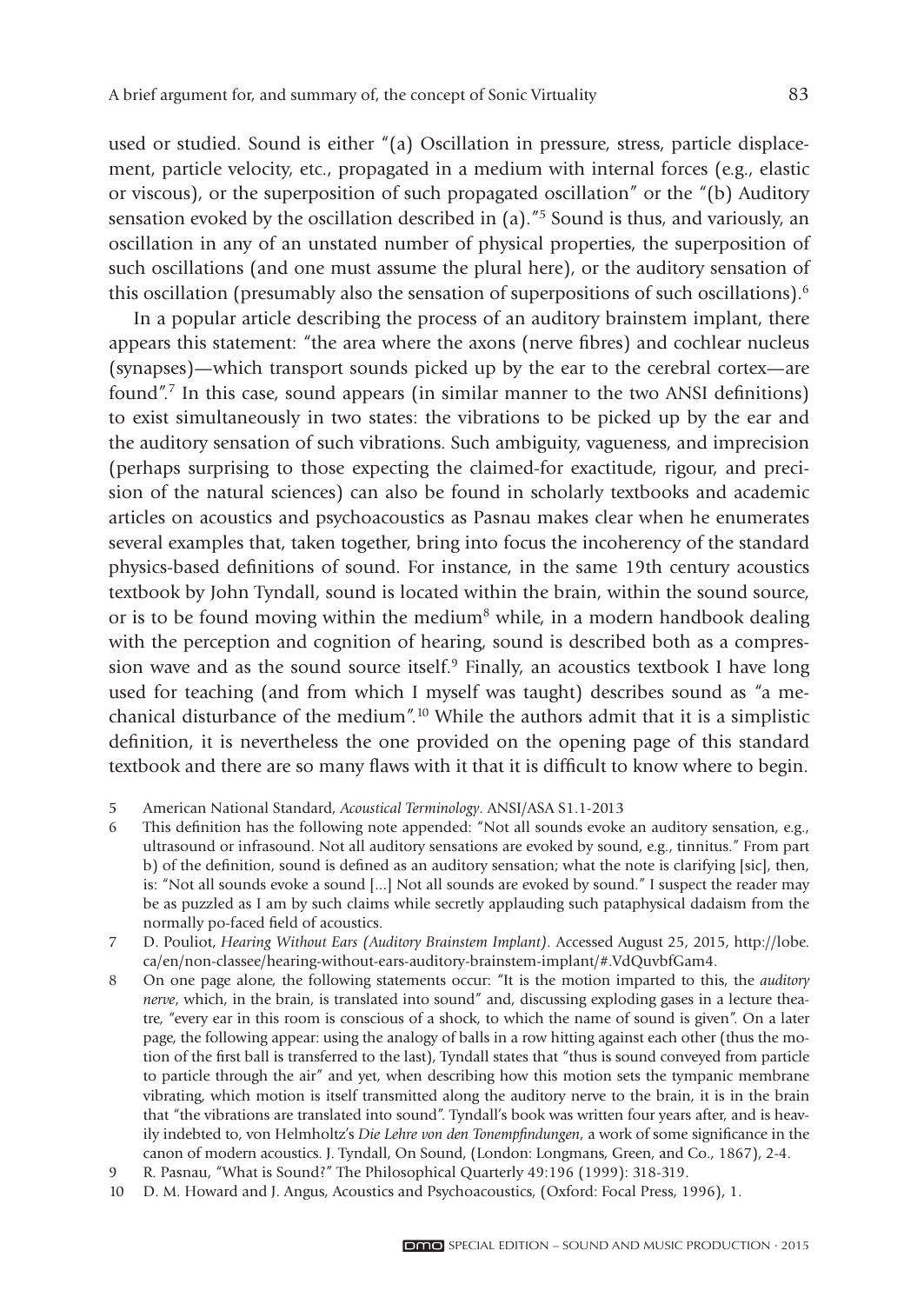used or studied. Sound is either "(a) Oscillation in pressure, stress, particle displacement, particle velocity, etc., propagated in a medium with internal forces (e.g., elastic or viscous), or the superposition of such propagated oscillation" or the "(b) Auditory sensation evoked by the oscillation described in (a)."[5] Sound is thus, and variously, an oscillation in any of an unstated number of physical properties, the superposition of such oscillations (and one must assume the plural here), or the auditory sensation of this oscillation (presumably also the sensation of superpositions of such oscillations).[6]

In a popular article describing the process of an auditory brainstem implant, there appears this statement: "the area where the axons (nerve fibres) and cochlear nucleus (synapses)—which transport sounds picked up by the ear to the cerebral cortex—are found".[7] In this case, sound appears (in similar manner to the two ANSI definitions) to exist simultaneously in two states: the vibrations to be picked up by the ear and the auditory sensation of such vibrations. Such ambiguity, vagueness, and imprecision (perhaps surprising to those expecting the claimed-for exactitude, rigour, and precision of the natural sciences) can also be found in scholarly textbooks and academic articles on acoustics and psychoacoustics as Pasnau makes clear when he enumerates several examples that, taken together, bring into focus the incoherency of the standard physics-based definitions of sound. For instance, in the same 19th century acoustics textbook by John Tyndall, sound is located within the brain, within the sound source, or is to be found moving within the medium[8] while, in a modern handbook dealing with the perception and cognition of hearing, sound is described both as a compression wave and as the sound source itself.[9] Finally, an acoustics textbook I have long used for teaching (and from which I myself was taught) describes sound as "a mechanical disturbance of the medium".[10] While the authors admit that it is a simplistic definition, it is nevertheless the one provided on the opening page of this standard textbook and there are so many flaws with it that it is difficult to know where to begin.

5 American National Standard, *Acoustical Terminology*. ANSI/ASA S1.1-2013

6 This definition has the following note appended: "Not all sounds evoke an auditory sensation, e.g., ultrasound or infrasound. Not all auditory sensations are evoked by sound, e.g., tinnitus." From part b) of the definition, sound is defined as an auditory sensation; what the note is clarifying [sic], then, is: "Not all sounds evoke a sound [...] Not all sounds are evoked by sound." I suspect the reader may be as puzzled as I am by such claims while secretly applauding such pataphysical dadaism from the normally po-faced field of acoustics.

7 D. Pouliot, *Hearing Without Ears (Auditory Brainstem Implant)*. Accessed August 25, 2015, http://lobe.ca/en/non-classee/hearing-without-ears-auditory-brainstem-implant/#.VdQuvbfGam4.

8 On one page alone, the following statements occur: "It is the motion imparted to this, the *auditory nerve*, which, in the brain, is translated into sound" and, discussing exploding gases in a lecture theatre, "every ear in this room is conscious of a shock, to which the name of sound is given". On a later page, the following appear: using the analogy of balls in a row hitting against each other (thus the motion of the first ball is transferred to the last), Tyndall states that "thus is sound conveyed from particle to particle through the air" and yet, when describing how this motion sets the tympanic membrane vibrating, which motion is itself transmitted along the auditory nerve to the brain, it is in the brain that "the vibrations are translated into sound". Tyndall's book was written four years after, and is heavily indebted to, von Helmholtz's *Die Lehre von den Tonempfindungen*, a work of some significance in the canon of modern acoustics. J. Tyndall, On Sound, (London: Longmans, Green, and Co., 1867), 2-4.

9 R. Pasnau, "What is Sound?" The Philosophical Quarterly 49:196 (1999): 318-319.

10 D. M. Howard and J. Angus, Acoustics and Psychoacoustics, (Oxford: Focal Press, 1996), 1.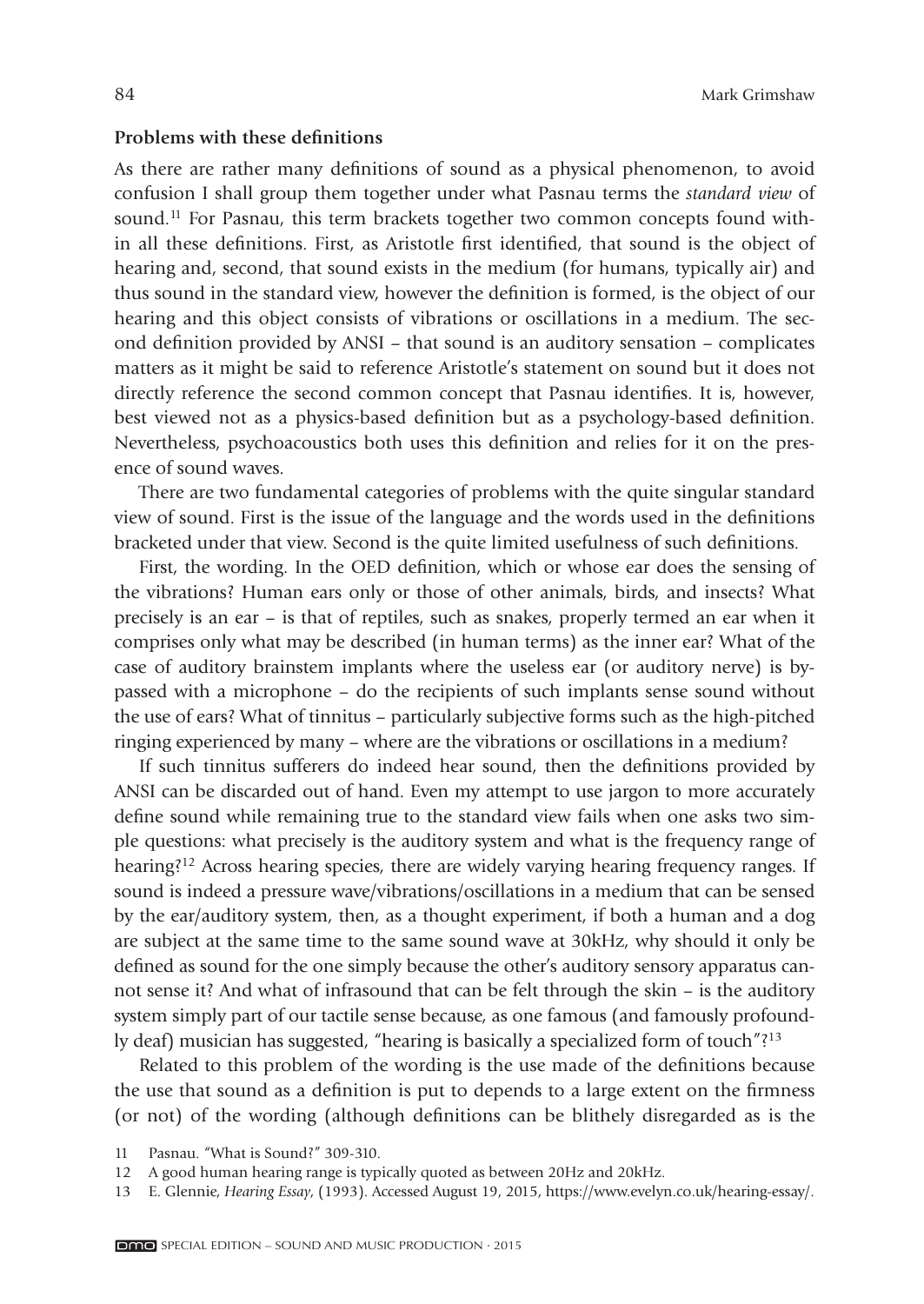### Problems with these definitions

As there are rather many definitions of sound as a physical phenomenon, to avoid confusion I shall group them together under what Pasnau terms the *standard view* of sound.[11] For Pasnau, this term brackets together two common concepts found within all these definitions. First, as Aristotle first identified, that sound is the object of hearing and, second, that sound exists in the medium (for humans, typically air) and thus sound in the standard view, however the definition is formed, is the object of our hearing and this object consists of vibrations or oscillations in a medium. The second definition provided by ANSI – that sound is an auditory sensation – complicates matters as it might be said to reference Aristotle's statement on sound but it does not directly reference the second common concept that Pasnau identifies. It is, however, best viewed not as a physics-based definition but as a psychology-based definition. Nevertheless, psychoacoustics both uses this definition and relies for it on the presence of sound waves.

There are two fundamental categories of problems with the quite singular standard view of sound. First is the issue of the language and the words used in the definitions bracketed under that view. Second is the quite limited usefulness of such definitions.

First, the wording. In the OED definition, which or whose ear does the sensing of the vibrations? Human ears only or those of other animals, birds, and insects? What precisely is an ear – is that of reptiles, such as snakes, properly termed an ear when it comprises only what may be described (in human terms) as the inner ear? What of the case of auditory brainstem implants where the useless ear (or auditory nerve) is bypassed with a microphone – do the recipients of such implants sense sound without the use of ears? What of tinnitus – particularly subjective forms such as the high-pitched ringing experienced by many – where are the vibrations or oscillations in a medium?

If such tinnitus sufferers do indeed hear sound, then the definitions provided by ANSI can be discarded out of hand. Even my attempt to use jargon to more accurately define sound while remaining true to the standard view fails when one asks two simple questions: what precisely is the auditory system and what is the frequency range of hearing?[12] Across hearing species, there are widely varying hearing frequency ranges. If sound is indeed a pressure wave/vibrations/oscillations in a medium that can be sensed by the ear/auditory system, then, as a thought experiment, if both a human and a dog are subject at the same time to the same sound wave at 30kHz, why should it only be defined as sound for the one simply because the other's auditory sensory apparatus cannot sense it? And what of infrasound that can be felt through the skin – is the auditory system simply part of our tactile sense because, as one famous (and famously profoundly deaf) musician has suggested, "hearing is basically a specialized form of touch"?[13]

Related to this problem of the wording is the use made of the definitions because the use that sound as a definition is put to depends to a large extent on the firmness (or not) of the wording (although definitions can be blithely disregarded as is the

11 Pasnau. "What is Sound?" 309-310.

12 A good human hearing range is typically quoted as between 20Hz and 20kHz.

13 E. Glennie, *Hearing Essay*, (1993). Accessed August 19, 2015, https://www.evelyn.co.uk/hearing-essay/.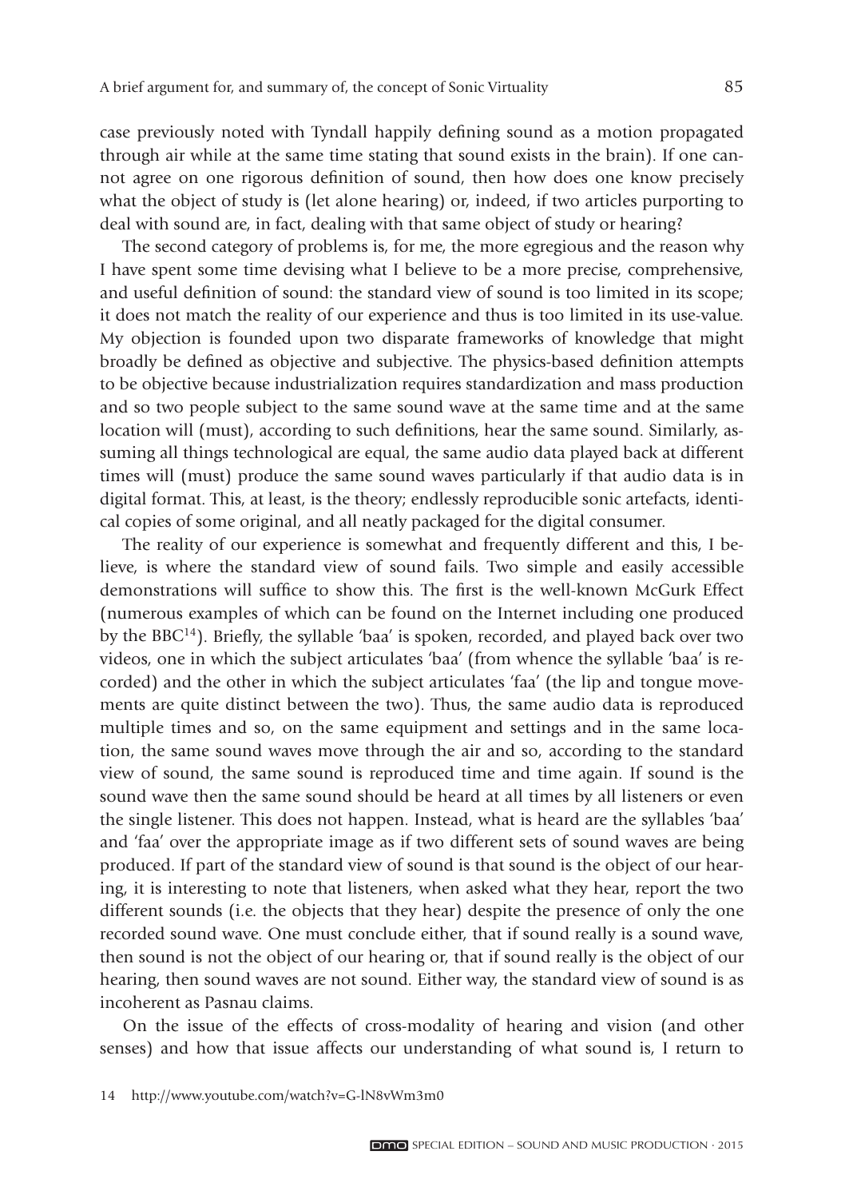case previously noted with Tyndall happily defining sound as a motion propagated through air while at the same time stating that sound exists in the brain). If one cannot agree on one rigorous definition of sound, then how does one know precisely what the object of study is (let alone hearing) or, indeed, if two articles purporting to deal with sound are, in fact, dealing with that same object of study or hearing?

The second category of problems is, for me, the more egregious and the reason why I have spent some time devising what I believe to be a more precise, comprehensive, and useful definition of sound: the standard view of sound is too limited in its scope; it does not match the reality of our experience and thus is too limited in its use-value. My objection is founded upon two disparate frameworks of knowledge that might broadly be defined as objective and subjective. The physics-based definition attempts to be objective because industrialization requires standardization and mass production and so two people subject to the same sound wave at the same time and at the same location will (must), according to such definitions, hear the same sound. Similarly, assuming all things technological are equal, the same audio data played back at different times will (must) produce the same sound waves particularly if that audio data is in digital format. This, at least, is the theory; endlessly reproducible sonic artefacts, identical copies of some original, and all neatly packaged for the digital consumer.

The reality of our experience is somewhat and frequently different and this, I believe, is where the standard view of sound fails. Two simple and easily accessible demonstrations will suffice to show this. The first is the well-known McGurk Effect (numerous examples of which can be found on the Internet including one produced by the BBC[14]). Briefly, the syllable 'baa' is spoken, recorded, and played back over two videos, one in which the subject articulates 'baa' (from whence the syllable 'baa' is recorded) and the other in which the subject articulates 'faa' (the lip and tongue movements are quite distinct between the two). Thus, the same audio data is reproduced multiple times and so, on the same equipment and settings and in the same location, the same sound waves move through the air and so, according to the standard view of sound, the same sound is reproduced time and time again. If sound is the sound wave then the same sound should be heard at all times by all listeners or even the single listener. This does not happen. Instead, what is heard are the syllables 'baa' and 'faa' over the appropriate image as if two different sets of sound waves are being produced. If part of the standard view of sound is that sound is the object of our hearing, it is interesting to note that listeners, when asked what they hear, report the two different sounds (i.e. the objects that they hear) despite the presence of only the one recorded sound wave. One must conclude either, that if sound really is a sound wave, then sound is not the object of our hearing or, that if sound really is the object of our hearing, then sound waves are not sound. Either way, the standard view of sound is as incoherent as Pasnau claims.

On the issue of the effects of cross-modality of hearing and vision (and other senses) and how that issue affects our understanding of what sound is, I return to

14 http://www.youtube.com/watch?v=G-lN8vWm3m0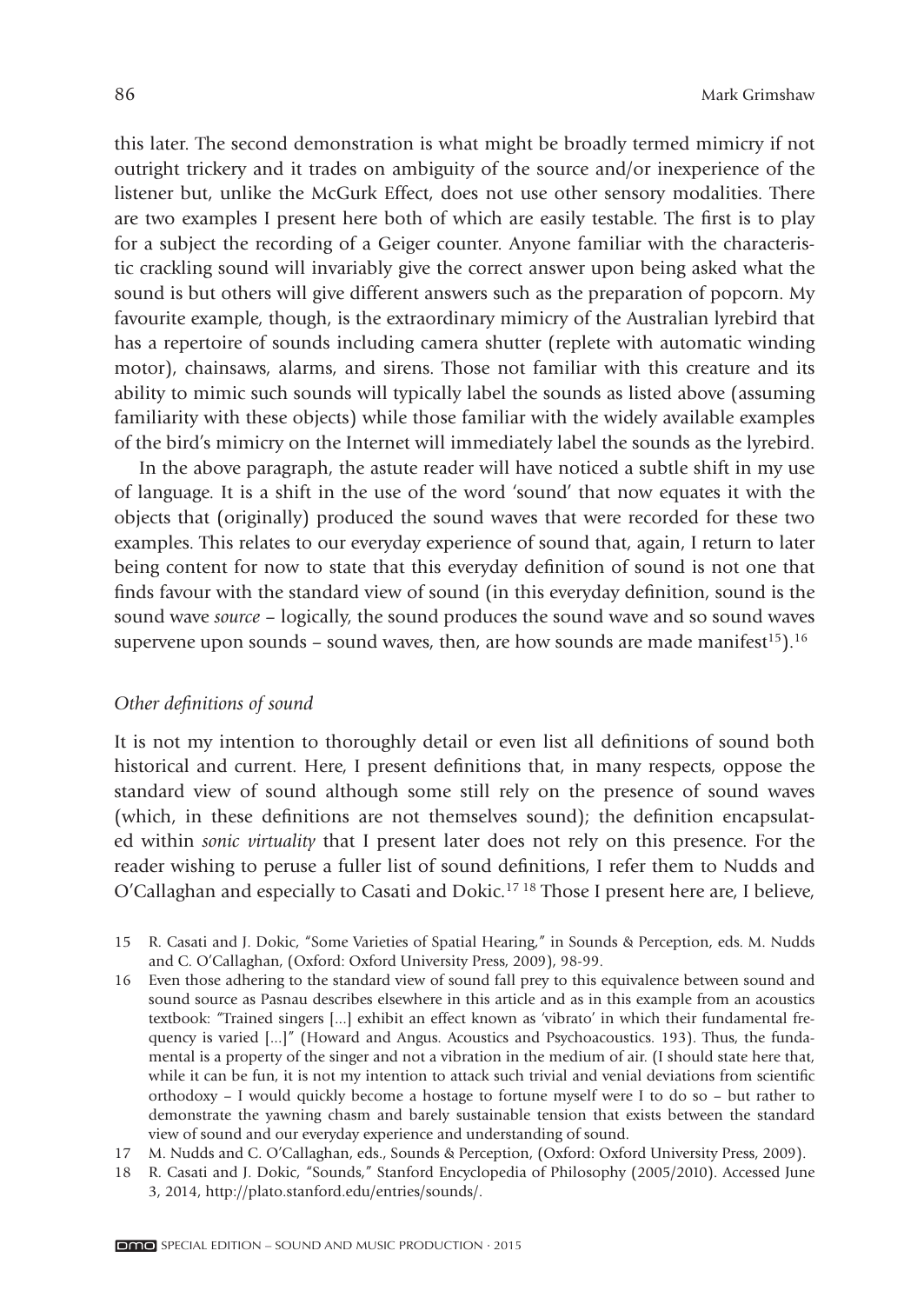this later. The second demonstration is what might be broadly termed mimicry if not outright trickery and it trades on ambiguity of the source and/or inexperience of the listener but, unlike the McGurk Effect, does not use other sensory modalities. There are two examples I present here both of which are easily testable. The first is to play for a subject the recording of a Geiger counter. Anyone familiar with the characteristic crackling sound will invariably give the correct answer upon being asked what the sound is but others will give different answers such as the preparation of popcorn. My favourite example, though, is the extraordinary mimicry of the Australian lyrebird that has a repertoire of sounds including camera shutter (replete with automatic winding motor), chainsaws, alarms, and sirens. Those not familiar with this creature and its ability to mimic such sounds will typically label the sounds as listed above (assuming familiarity with these objects) while those familiar with the widely available examples of the bird's mimicry on the Internet will immediately label the sounds as the lyrebird.

In the above paragraph, the astute reader will have noticed a subtle shift in my use of language. It is a shift in the use of the word 'sound' that now equates it with the objects that (originally) produced the sound waves that were recorded for these two examples. This relates to our everyday experience of sound that, again, I return to later being content for now to state that this everyday definition of sound is not one that finds favour with the standard view of sound (in this everyday definition, sound is the sound wave *source* – logically, the sound produces the sound wave and so sound waves supervene upon sounds – sound waves, then, are how sounds are made manifest[15]).[16]

### *Other definitions of sound*

It is not my intention to thoroughly detail or even list all definitions of sound both historical and current. Here, I present definitions that, in many respects, oppose the standard view of sound although some still rely on the presence of sound waves (which, in these definitions are not themselves sound); the definition encapsulated within *sonic virtuality* that I present later does not rely on this presence. For the reader wishing to peruse a fuller list of sound definitions, I refer them to Nudds and O'Callaghan and especially to Casati and Dokic.[17] [18] Those I present here are, I believe,

15 R. Casati and J. Dokic, "Some Varieties of Spatial Hearing," in Sounds & Perception, eds. M. Nudds and C. O'Callaghan, (Oxford: Oxford University Press, 2009), 98-99.

16 Even those adhering to the standard view of sound fall prey to this equivalence between sound and sound source as Pasnau describes elsewhere in this article and as in this example from an acoustics textbook: "Trained singers [...] exhibit an effect known as 'vibrato' in which their fundamental frequency is varied [...]" (Howard and Angus. Acoustics and Psychoacoustics. 193). Thus, the fundamental is a property of the singer and not a vibration in the medium of air. (I should state here that, while it can be fun, it is not my intention to attack such trivial and venial deviations from scientific orthodoxy – I would quickly become a hostage to fortune myself were I to do so – but rather to demonstrate the yawning chasm and barely sustainable tension that exists between the standard view of sound and our everyday experience and understanding of sound.

17 M. Nudds and C. O'Callaghan, eds., Sounds & Perception, (Oxford: Oxford University Press, 2009).

18 R. Casati and J. Dokic, "Sounds," Stanford Encyclopedia of Philosophy (2005/2010). Accessed June 3, 2014, http://plato.stanford.edu/entries/sounds/.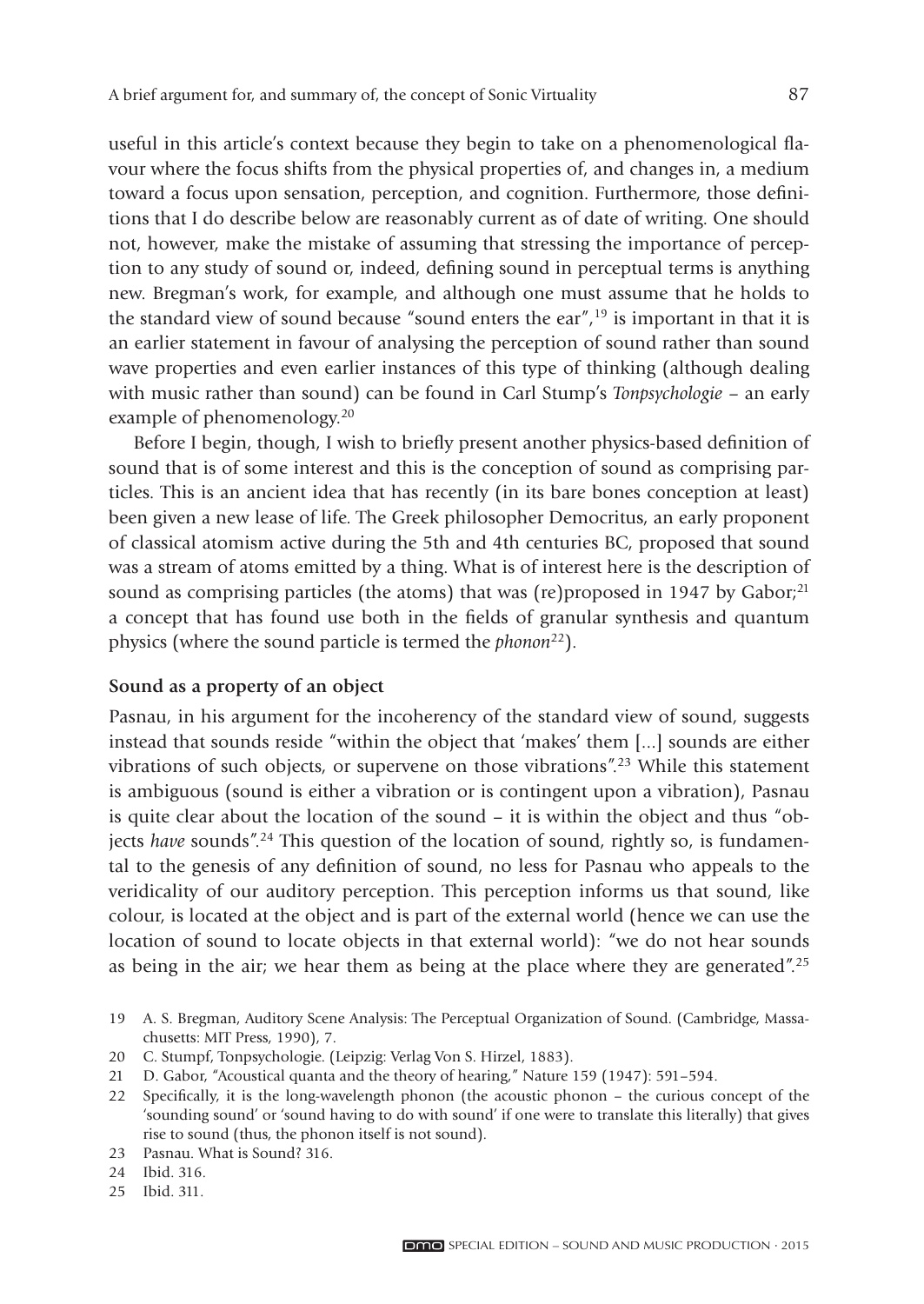useful in this article's context because they begin to take on a phenomenological flavour where the focus shifts from the physical properties of, and changes in, a medium toward a focus upon sensation, perception, and cognition. Furthermore, those definitions that I do describe below are reasonably current as of date of writing. One should not, however, make the mistake of assuming that stressing the importance of perception to any study of sound or, indeed, defining sound in perceptual terms is anything new. Bregman's work, for example, and although one must assume that he holds to the standard view of sound because "sound enters the ear",[19] is important in that it is an earlier statement in favour of analysing the perception of sound rather than sound wave properties and even earlier instances of this type of thinking (although dealing with music rather than sound) can be found in Carl Stump's *Tonpsychologie* – an early example of phenomenology.[20]

Before I begin, though, I wish to briefly present another physics-based definition of sound that is of some interest and this is the conception of sound as comprising particles. This is an ancient idea that has recently (in its bare bones conception at least) been given a new lease of life. The Greek philosopher Democritus, an early proponent of classical atomism active during the 5th and 4th centuries BC, proposed that sound was a stream of atoms emitted by a thing. What is of interest here is the description of sound as comprising particles (the atoms) that was (re)proposed in 1947 by Gabor;[21] a concept that has found use both in the fields of granular synthesis and quantum physics (where the sound particle is termed the *phonon*[22]).

### Sound as a property of an object

Pasnau, in his argument for the incoherency of the standard view of sound, suggests instead that sounds reside "within the object that 'makes' them [...] sounds are either vibrations of such objects, or supervene on those vibrations".[23] While this statement is ambiguous (sound is either a vibration or is contingent upon a vibration), Pasnau is quite clear about the location of the sound – it is within the object and thus "objects *have* sounds".[24] This question of the location of sound, rightly so, is fundamental to the genesis of any definition of sound, no less for Pasnau who appeals to the veridicality of our auditory perception. This perception informs us that sound, like colour, is located at the object and is part of the external world (hence we can use the location of sound to locate objects in that external world): "we do not hear sounds as being in the air; we hear them as being at the place where they are generated".[25]

19 A. S. Bregman, Auditory Scene Analysis: The Perceptual Organization of Sound. (Cambridge, Massachusetts: MIT Press, 1990), 7.

20 C. Stumpf, Tonpsychologie. (Leipzig: Verlag Von S. Hirzel, 1883).

21 D. Gabor, "Acoustical quanta and the theory of hearing," Nature 159 (1947): 591–594.

22 Specifically, it is the long-wavelength phonon (the acoustic phonon – the curious concept of the 'sounding sound' or 'sound having to do with sound' if one were to translate this literally) that gives rise to sound (thus, the phonon itself is not sound).

23 Pasnau. What is Sound? 316.

24 Ibid. 316.

25 Ibid. 311.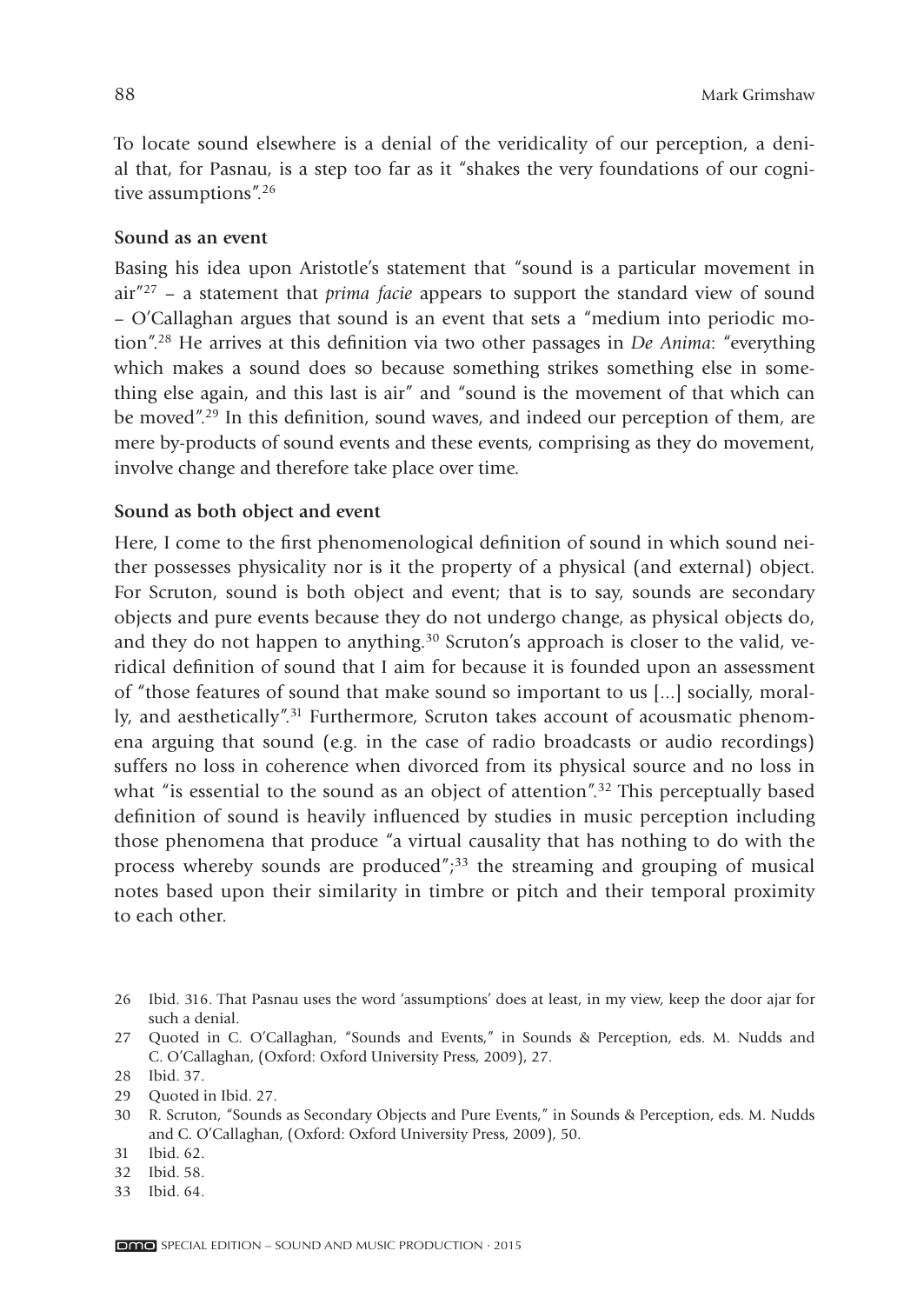To locate sound elsewhere is a denial of the veridicality of our perception, a denial that, for Pasnau, is a step too far as it "shakes the very foundations of our cognitive assumptions".[26]

### Sound as an event

Basing his idea upon Aristotle's statement that "sound is a particular movement in air"[27] – a statement that *prima facie* appears to support the standard view of sound – O'Callaghan argues that sound is an event that sets a "medium into periodic motion".[28] He arrives at this definition via two other passages in *De Anima*: "everything which makes a sound does so because something strikes something else in something else again, and this last is air" and "sound is the movement of that which can be moved".[29] In this definition, sound waves, and indeed our perception of them, are mere by-products of sound events and these events, comprising as they do movement, involve change and therefore take place over time.

### Sound as both object and event

Here, I come to the first phenomenological definition of sound in which sound neither possesses physicality nor is it the property of a physical (and external) object. For Scruton, sound is both object and event; that is to say, sounds are secondary objects and pure events because they do not undergo change, as physical objects do, and they do not happen to anything.[30] Scruton's approach is closer to the valid, veridical definition of sound that I aim for because it is founded upon an assessment of "those features of sound that make sound so important to us [...] socially, morally, and aesthetically".[31] Furthermore, Scruton takes account of acousmatic phenomena arguing that sound (e.g. in the case of radio broadcasts or audio recordings) suffers no loss in coherence when divorced from its physical source and no loss in what "is essential to the sound as an object of attention".[32] This perceptually based definition of sound is heavily influenced by studies in music perception including those phenomena that produce "a virtual causality that has nothing to do with the process whereby sounds are produced";[33] the streaming and grouping of musical notes based upon their similarity in timbre or pitch and their temporal proximity to each other.

---

26 Ibid. 316. That Pasnau uses the word 'assumptions' does at least, in my view, keep the door ajar for such a denial.

27 Quoted in C. O'Callaghan, "Sounds and Events," in Sounds & Perception, eds. M. Nudds and C. O'Callaghan, (Oxford: Oxford University Press, 2009), 27.

28 Ibid. 37.

29 Quoted in Ibid. 27.

30 R. Scruton, "Sounds as Secondary Objects and Pure Events," in Sounds & Perception, eds. M. Nudds and C. O'Callaghan, (Oxford: Oxford University Press, 2009), 50.

31 Ibid. 62.

32 Ibid. 58.

33 Ibid. 64.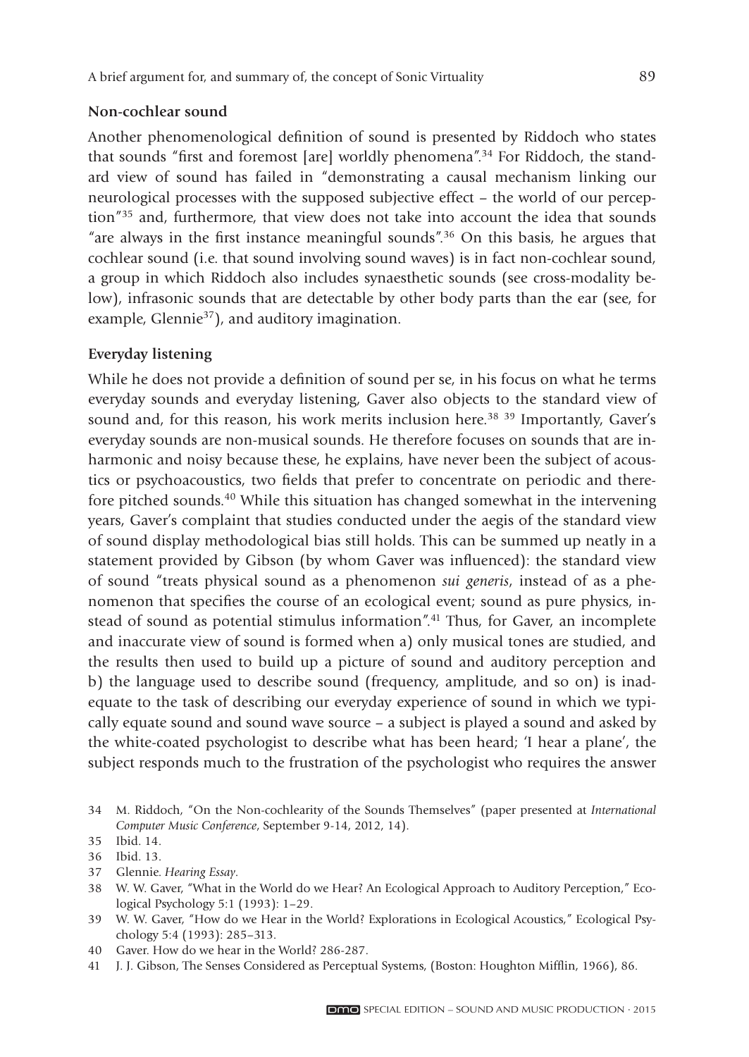### Non-cochlear sound

Another phenomenological definition of sound is presented by Riddoch who states that sounds "first and foremost [are] worldly phenomena".[34] For Riddoch, the standard view of sound has failed in "demonstrating a causal mechanism linking our neurological processes with the supposed subjective effect – the world of our perception"[35] and, furthermore, that view does not take into account the idea that sounds "are always in the first instance meaningful sounds".[36] On this basis, he argues that cochlear sound (i.e. that sound involving sound waves) is in fact non-cochlear sound, a group in which Riddoch also includes synaesthetic sounds (see cross-modality below), infrasonic sounds that are detectable by other body parts than the ear (see, for example, Glennie[37]), and auditory imagination.

### Everyday listening

While he does not provide a definition of sound per se, in his focus on what he terms everyday sounds and everyday listening, Gaver also objects to the standard view of sound and, for this reason, his work merits inclusion here.[38] [39] Importantly, Gaver's everyday sounds are non-musical sounds. He therefore focuses on sounds that are inharmonic and noisy because these, he explains, have never been the subject of acoustics or psychoacoustics, two fields that prefer to concentrate on periodic and therefore pitched sounds.[40] While this situation has changed somewhat in the intervening years, Gaver's complaint that studies conducted under the aegis of the standard view of sound display methodological bias still holds. This can be summed up neatly in a statement provided by Gibson (by whom Gaver was influenced): the standard view of sound "treats physical sound as a phenomenon *sui generis*, instead of as a phenomenon that specifies the course of an ecological event; sound as pure physics, instead of sound as potential stimulus information".[41] Thus, for Gaver, an incomplete and inaccurate view of sound is formed when a) only musical tones are studied, and the results then used to build up a picture of sound and auditory perception and b) the language used to describe sound (frequency, amplitude, and so on) is inadequate to the task of describing our everyday experience of sound in which we typically equate sound and sound wave source – a subject is played a sound and asked by the white-coated psychologist to describe what has been heard; 'I hear a plane', the subject responds much to the frustration of the psychologist who requires the answer

---

34 M. Riddoch, "On the Non-cochlearity of the Sounds Themselves" (paper presented at *International Computer Music Conference*, September 9-14, 2012, 14).

35 Ibid. 14.

36 Ibid. 13.

37 Glennie. *Hearing Essay*.

38 W. W. Gaver, "What in the World do we Hear? An Ecological Approach to Auditory Perception," Ecological Psychology 5:1 (1993): 1–29.

39 W. W. Gaver, "How do we Hear in the World? Explorations in Ecological Acoustics," Ecological Psychology 5:4 (1993): 285–313.

40 Gaver. How do we hear in the World? 286-287.

41 J. J. Gibson, The Senses Considered as Perceptual Systems, (Boston: Houghton Mifflin, 1966), 86.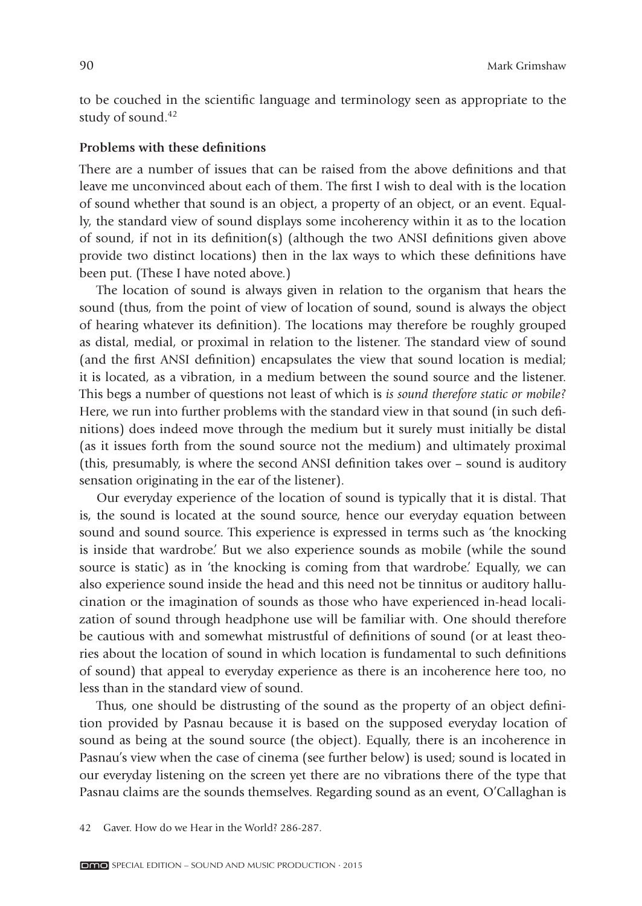to be couched in the scientific language and terminology seen as appropriate to the study of sound.[42]

### Problems with these definitions

There are a number of issues that can be raised from the above definitions and that leave me unconvinced about each of them. The first I wish to deal with is the location of sound whether that sound is an object, a property of an object, or an event. Equally, the standard view of sound displays some incoherency within it as to the location of sound, if not in its definition(s) (although the two ANSI definitions given above provide two distinct locations) then in the lax ways to which these definitions have been put. (These I have noted above.)

The location of sound is always given in relation to the organism that hears the sound (thus, from the point of view of location of sound, sound is always the object of hearing whatever its definition). The locations may therefore be roughly grouped as distal, medial, or proximal in relation to the listener. The standard view of sound (and the first ANSI definition) encapsulates the view that sound location is medial; it is located, as a vibration, in a medium between the sound source and the listener. This begs a number of questions not least of which is *is sound therefore static or mobile?* Here, we run into further problems with the standard view in that sound (in such definitions) does indeed move through the medium but it surely must initially be distal (as it issues forth from the sound source not the medium) and ultimately proximal (this, presumably, is where the second ANSI definition takes over – sound is auditory sensation originating in the ear of the listener).

Our everyday experience of the location of sound is typically that it is distal. That is, the sound is located at the sound source, hence our everyday equation between sound and sound source. This experience is expressed in terms such as 'the knocking is inside that wardrobe.' But we also experience sounds as mobile (while the sound source is static) as in 'the knocking is coming from that wardrobe.' Equally, we can also experience sound inside the head and this need not be tinnitus or auditory hallucination or the imagination of sounds as those who have experienced in-head localization of sound through headphone use will be familiar with. One should therefore be cautious with and somewhat mistrustful of definitions of sound (or at least theories about the location of sound in which location is fundamental to such definitions of sound) that appeal to everyday experience as there is an incoherence here too, no less than in the standard view of sound.

Thus, one should be distrusting of the sound as the property of an object definition provided by Pasnau because it is based on the supposed everyday location of sound as being at the sound source (the object). Equally, there is an incoherence in Pasnau's view when the case of cinema (see further below) is used; sound is located in our everyday listening on the screen yet there are no vibrations there of the type that Pasnau claims are the sounds themselves. Regarding sound as an event, O'Callaghan is

42 Gaver. How do we Hear in the World? 286-287.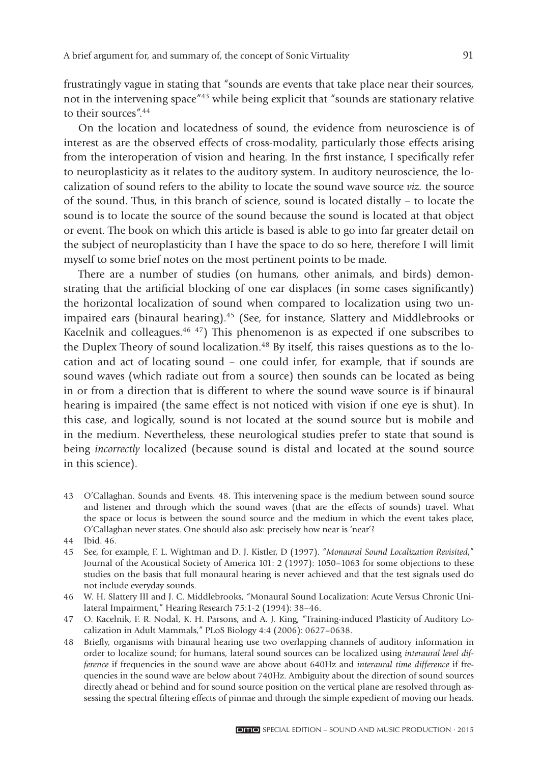frustratingly vague in stating that "sounds are events that take place near their sources, not in the intervening space"[43] while being explicit that "sounds are stationary relative to their sources".[44]

On the location and locatedness of sound, the evidence from neuroscience is of interest as are the observed effects of cross-modality, particularly those effects arising from the interoperation of vision and hearing. In the first instance, I specifically refer to neuroplasticity as it relates to the auditory system. In auditory neuroscience, the localization of sound refers to the ability to locate the sound wave source *viz.* the source of the sound. Thus, in this branch of science, sound is located distally – to locate the sound is to locate the source of the sound because the sound is located at that object or event. The book on which this article is based is able to go into far greater detail on the subject of neuroplasticity than I have the space to do so here, therefore I will limit myself to some brief notes on the most pertinent points to be made.

There are a number of studies (on humans, other animals, and birds) demonstrating that the artificial blocking of one ear displaces (in some cases significantly) the horizontal localization of sound when compared to localization using two unimpaired ears (binaural hearing).[45] (See, for instance, Slattery and Middlebrooks or Kacelnik and colleagues.[46] [47]) This phenomenon is as expected if one subscribes to the Duplex Theory of sound localization.[48] By itself, this raises questions as to the location and act of locating sound – one could infer, for example, that if sounds are sound waves (which radiate out from a source) then sounds can be located as being in or from a direction that is different to where the sound wave source is if binaural hearing is impaired (the same effect is not noticed with vision if one eye is shut). In this case, and logically, sound is not located at the sound source but is mobile and in the medium. Nevertheless, these neurological studies prefer to state that sound is being *incorrectly* localized (because sound is distal and located at the sound source in this science).

43 O'Callaghan. Sounds and Events. 48. This intervening space is the medium between sound source and listener and through which the sound waves (that are the effects of sounds) travel. What the space or locus is between the sound source and the medium in which the event takes place, O'Callaghan never states. One should also ask: precisely how near is 'near'?

44 Ibid. 46.

45 See, for example, F. L. Wightman and D. J. Kistler, D (1997). "*Monaural Sound Localization Revisited*," Journal of the Acoustical Society of America 101: 2 (1997): 1050–1063 for some objections to these studies on the basis that full monaural hearing is never achieved and that the test signals used do not include everyday sounds.

46 W. H. Slattery III and J. C. Middlebrooks, "Monaural Sound Localization: Acute Versus Chronic Unilateral Impairment," Hearing Research 75:1-2 (1994): 38–46.

47 O. Kacelnik, F. R. Nodal, K. H. Parsons, and A. J. King, "Training-induced Plasticity of Auditory Localization in Adult Mammals," PLoS Biology 4:4 (2006): 0627–0638.

48 Briefly, organisms with binaural hearing use two overlapping channels of auditory information in order to localize sound; for humans, lateral sound sources can be localized using *interaural level difference* if frequencies in the sound wave are above about 640Hz and *interaural time difference* if frequencies in the sound wave are below about 740Hz. Ambiguity about the direction of sound sources directly ahead or behind and for sound source position on the vertical plane are resolved through assessing the spectral filtering effects of pinnae and through the simple expedient of moving our heads.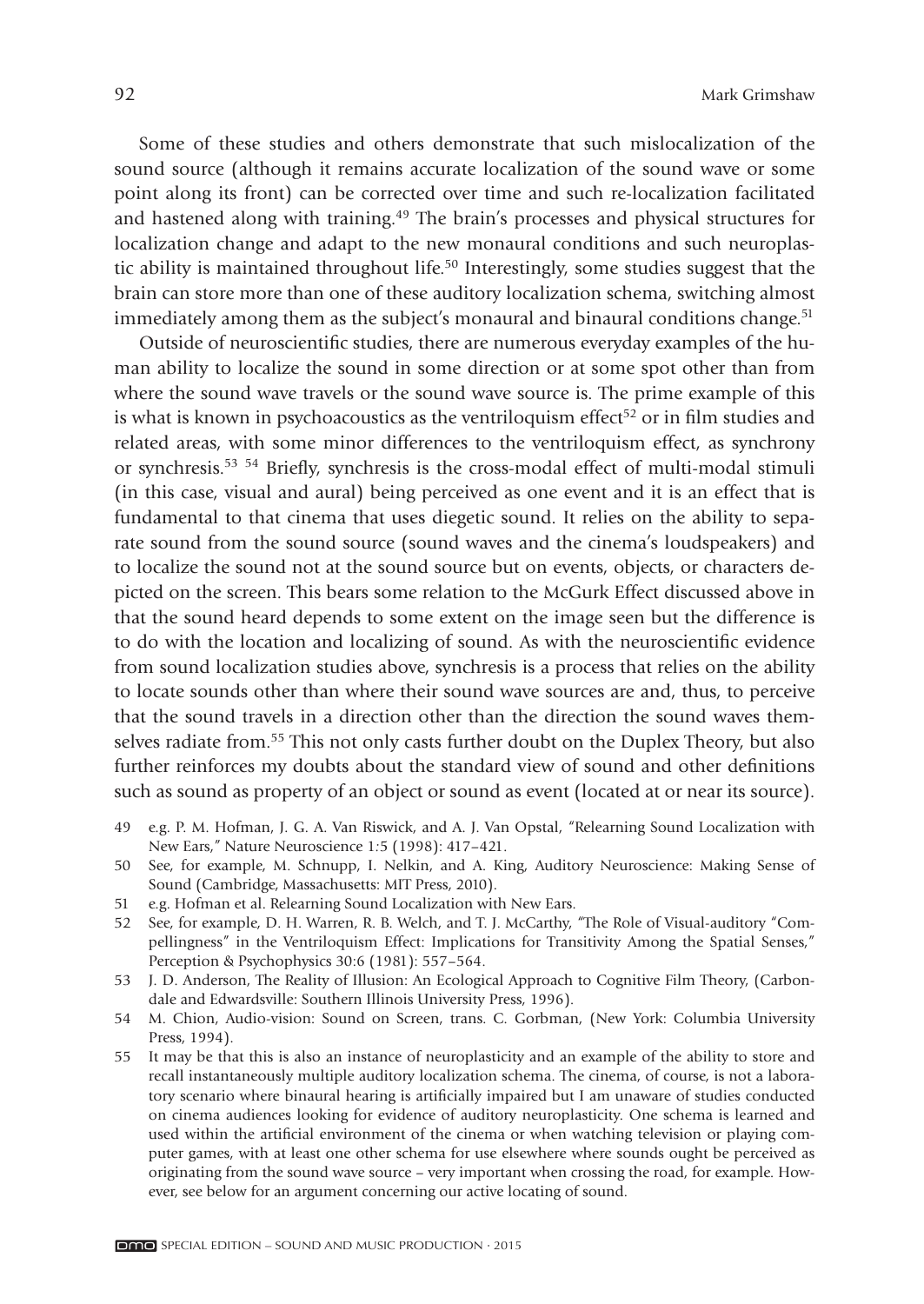Some of these studies and others demonstrate that such mislocalization of the sound source (although it remains accurate localization of the sound wave or some point along its front) can be corrected over time and such re-localization facilitated and hastened along with training.[49] The brain's processes and physical structures for localization change and adapt to the new monaural conditions and such neuroplastic ability is maintained throughout life.[50] Interestingly, some studies suggest that the brain can store more than one of these auditory localization schema, switching almost immediately among them as the subject's monaural and binaural conditions change.[51]

Outside of neuroscientific studies, there are numerous everyday examples of the human ability to localize the sound in some direction or at some spot other than from where the sound wave travels or the sound wave source is. The prime example of this is what is known in psychoacoustics as the ventriloquism effect[52] or in film studies and related areas, with some minor differences to the ventriloquism effect, as synchrony or synchresis.[53] [54] Briefly, synchresis is the cross-modal effect of multi-modal stimuli (in this case, visual and aural) being perceived as one event and it is an effect that is fundamental to that cinema that uses diegetic sound. It relies on the ability to separate sound from the sound source (sound waves and the cinema's loudspeakers) and to localize the sound not at the sound source but on events, objects, or characters depicted on the screen. This bears some relation to the McGurk Effect discussed above in that the sound heard depends to some extent on the image seen but the difference is to do with the location and localizing of sound. As with the neuroscientific evidence from sound localization studies above, synchresis is a process that relies on the ability to locate sounds other than where their sound wave sources are and, thus, to perceive that the sound travels in a direction other than the direction the sound waves themselves radiate from.[55] This not only casts further doubt on the Duplex Theory, but also further reinforces my doubts about the standard view of sound and other definitions such as sound as property of an object or sound as event (located at or near its source).

49 e.g. P. M. Hofman, J. G. A. Van Riswick, and A. J. Van Opstal, "Relearning Sound Localization with New Ears," Nature Neuroscience 1:5 (1998): 417–421.

50 See, for example, M. Schnupp, I. Nelkin, and A. King, Auditory Neuroscience: Making Sense of Sound (Cambridge, Massachusetts: MIT Press, 2010).

51 e.g. Hofman et al. Relearning Sound Localization with New Ears.

52 See, for example, D. H. Warren, R. B. Welch, and T. J. McCarthy, "The Role of Visual-auditory "Compellingness" in the Ventriloquism Effect: Implications for Transitivity Among the Spatial Senses," Perception & Psychophysics 30:6 (1981): 557–564.

53 J. D. Anderson, The Reality of Illusion: An Ecological Approach to Cognitive Film Theory, (Carbondale and Edwardsville: Southern Illinois University Press, 1996).

54 M. Chion, Audio-vision: Sound on Screen, trans. C. Gorbman, (New York: Columbia University Press, 1994).

55 It may be that this is also an instance of neuroplasticity and an example of the ability to store and recall instantaneously multiple auditory localization schema. The cinema, of course, is not a laboratory scenario where binaural hearing is artificially impaired but I am unaware of studies conducted on cinema audiences looking for evidence of auditory neuroplasticity. One schema is learned and used within the artificial environment of the cinema or when watching television or playing computer games, with at least one other schema for use elsewhere where sounds ought be perceived as originating from the sound wave source – very important when crossing the road, for example. However, see below for an argument concerning our active locating of sound.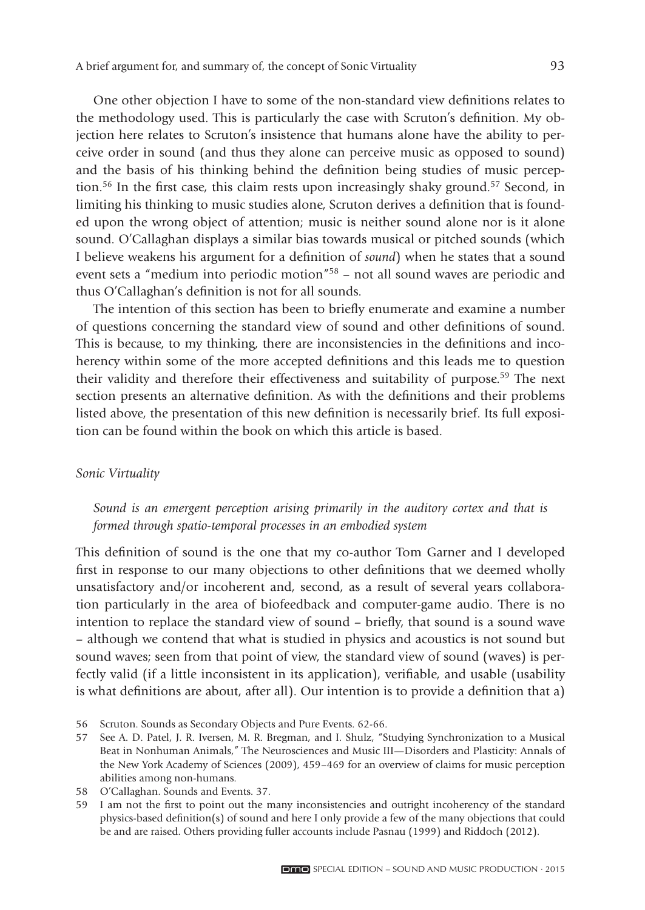One other objection I have to some of the non-standard view definitions relates to the methodology used. This is particularly the case with Scruton's definition. My objection here relates to Scruton's insistence that humans alone have the ability to perceive order in sound (and thus they alone can perceive music as opposed to sound) and the basis of his thinking behind the definition being studies of music perception.[56] In the first case, this claim rests upon increasingly shaky ground.[57] Second, in limiting his thinking to music studies alone, Scruton derives a definition that is founded upon the wrong object of attention; music is neither sound alone nor is it alone sound. O'Callaghan displays a similar bias towards musical or pitched sounds (which I believe weakens his argument for a definition of *sound*) when he states that a sound event sets a "medium into periodic motion"[58] – not all sound waves are periodic and thus O'Callaghan's definition is not for all sounds.

The intention of this section has been to briefly enumerate and examine a number of questions concerning the standard view of sound and other definitions of sound. This is because, to my thinking, there are inconsistencies in the definitions and incoherency within some of the more accepted definitions and this leads me to question their validity and therefore their effectiveness and suitability of purpose.[59] The next section presents an alternative definition. As with the definitions and their problems listed above, the presentation of this new definition is necessarily brief. Its full exposition can be found within the book on which this article is based.

### *Sonic Virtuality*

*Sound is an emergent perception arising primarily in the auditory cortex and that is formed through spatio-temporal processes in an embodied system*

This definition of sound is the one that my co-author Tom Garner and I developed first in response to our many objections to other definitions that we deemed wholly unsatisfactory and/or incoherent and, second, as a result of several years collaboration particularly in the area of biofeedback and computer-game audio. There is no intention to replace the standard view of sound – briefly, that sound is a sound wave – although we contend that what is studied in physics and acoustics is not sound but sound waves; seen from that point of view, the standard view of sound (waves) is perfectly valid (if a little inconsistent in its application), verifiable, and usable (usability is what definitions are about, after all). Our intention is to provide a definition that a)

56 Scruton. Sounds as Secondary Objects and Pure Events. 62-66.

57 See A. D. Patel, J. R. Iversen, M. R. Bregman, and I. Shulz, "Studying Synchronization to a Musical Beat in Nonhuman Animals," The Neurosciences and Music III—Disorders and Plasticity: Annals of the New York Academy of Sciences (2009), 459–469 for an overview of claims for music perception abilities among non-humans.

58 O'Callaghan. Sounds and Events. 37.

59 I am not the first to point out the many inconsistencies and outright incoherency of the standard physics-based definition(s) of sound and here I only provide a few of the many objections that could be and are raised. Others providing fuller accounts include Pasnau (1999) and Riddoch (2012).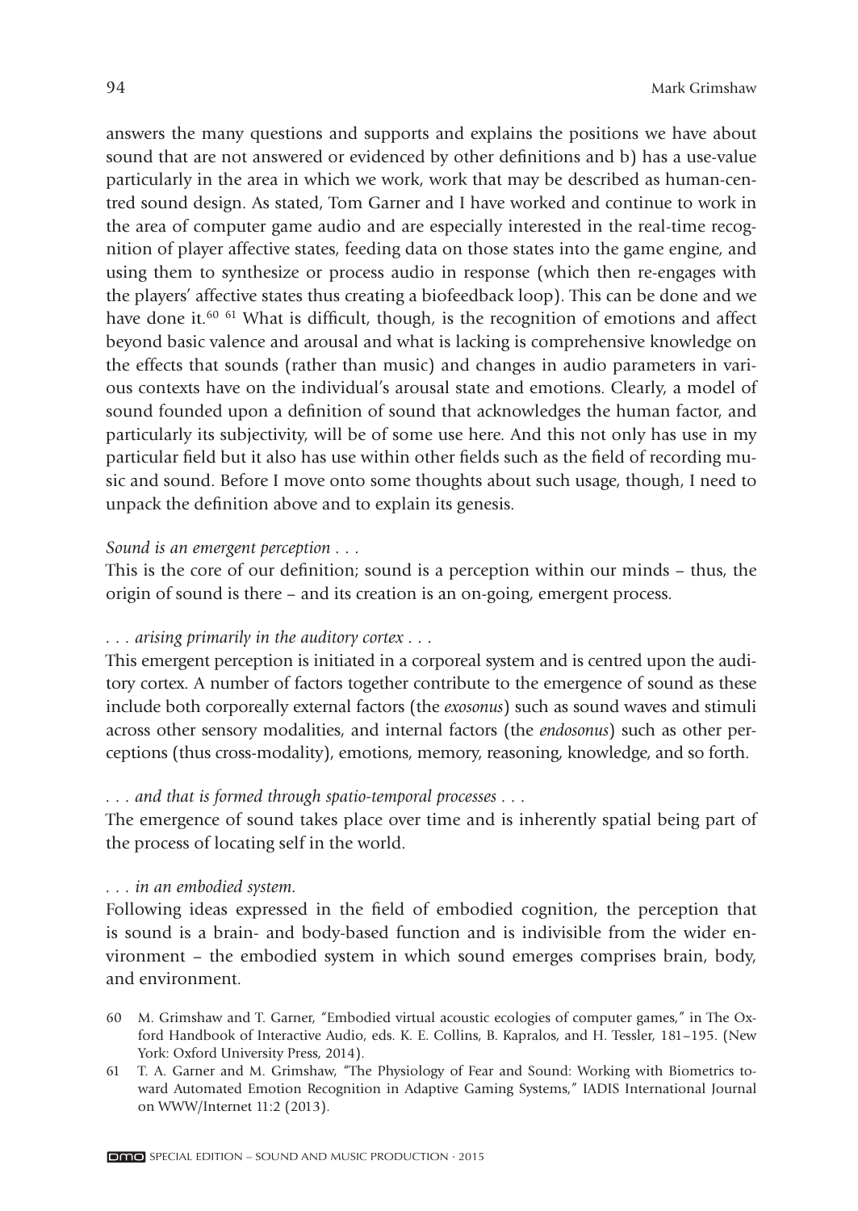answers the many questions and supports and explains the positions we have about sound that are not answered or evidenced by other definitions and b) has a use-value particularly in the area in which we work, work that may be described as human-centred sound design. As stated, Tom Garner and I have worked and continue to work in the area of computer game audio and are especially interested in the real-time recognition of player affective states, feeding data on those states into the game engine, and using them to synthesize or process audio in response (which then re-engages with the players' affective states thus creating a biofeedback loop). This can be done and we have done it.[60] [61] What is difficult, though, is the recognition of emotions and affect beyond basic valence and arousal and what is lacking is comprehensive knowledge on the effects that sounds (rather than music) and changes in audio parameters in various contexts have on the individual's arousal state and emotions. Clearly, a model of sound founded upon a definition of sound that acknowledges the human factor, and particularly its subjectivity, will be of some use here. And this not only has use in my particular field but it also has use within other fields such as the field of recording music and sound. Before I move onto some thoughts about such usage, though, I need to unpack the definition above and to explain its genesis.

*Sound is an emergent perception . . .*

This is the core of our definition; sound is a perception within our minds – thus, the origin of sound is there – and its creation is an on-going, emergent process.

*. . . arising primarily in the auditory cortex . . .*

This emergent perception is initiated in a corporeal system and is centred upon the auditory cortex. A number of factors together contribute to the emergence of sound as these include both corporeally external factors (the *exosonus*) such as sound waves and stimuli across other sensory modalities, and internal factors (the *endosonus*) such as other perceptions (thus cross-modality), emotions, memory, reasoning, knowledge, and so forth.

*. . . and that is formed through spatio-temporal processes . . .*

The emergence of sound takes place over time and is inherently spatial being part of the process of locating self in the world.

*. . . in an embodied system.*

Following ideas expressed in the field of embodied cognition, the perception that is sound is a brain- and body-based function and is indivisible from the wider environment – the embodied system in which sound emerges comprises brain, body, and environment.

60 M. Grimshaw and T. Garner, "Embodied virtual acoustic ecologies of computer games," in The Oxford Handbook of Interactive Audio, eds. K. E. Collins, B. Kapralos, and H. Tessler, 181–195. (New York: Oxford University Press, 2014).

61 T. A. Garner and M. Grimshaw, "The Physiology of Fear and Sound: Working with Biometrics toward Automated Emotion Recognition in Adaptive Gaming Systems," IADIS International Journal on WWW/Internet 11:2 (2013).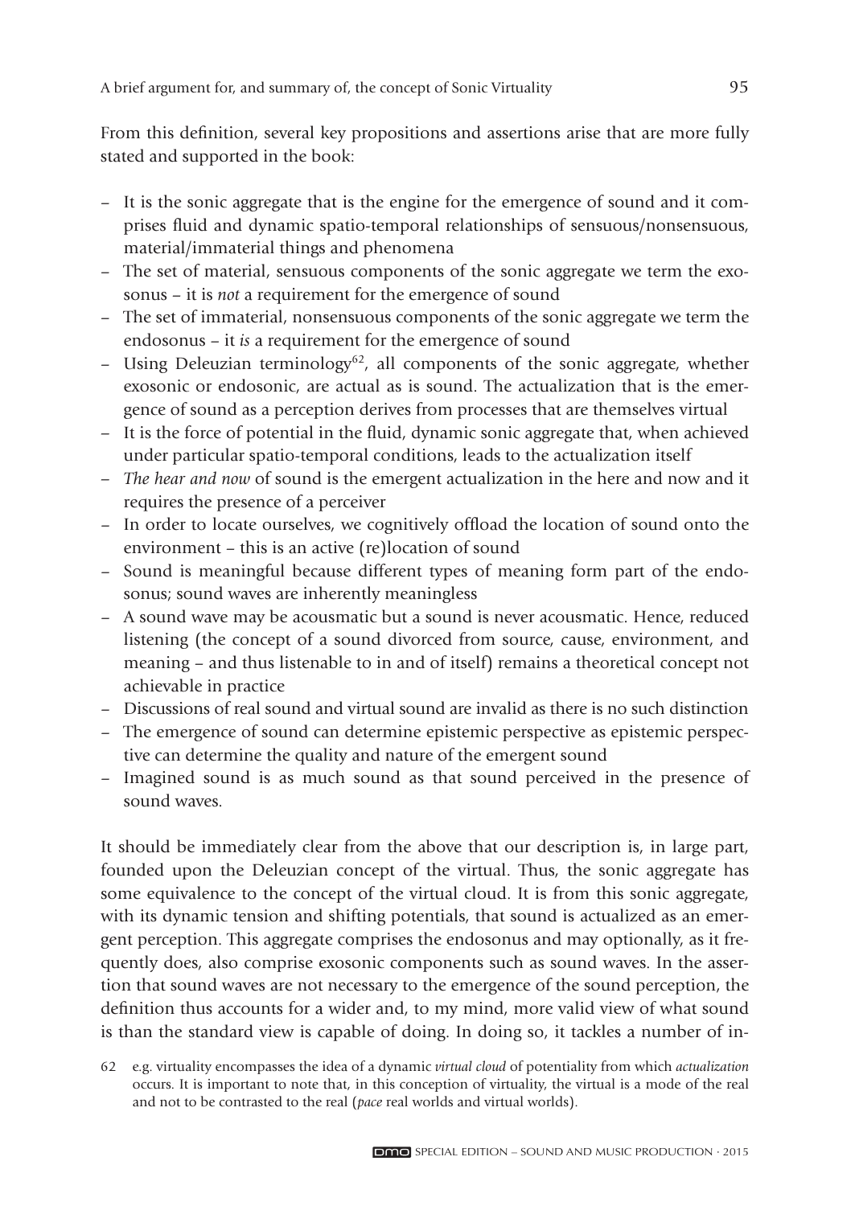From this definition, several key propositions and assertions arise that are more fully stated and supported in the book:

- It is the sonic aggregate that is the engine for the emergence of sound and it comprises fluid and dynamic spatio-temporal relationships of sensuous/nonsensuous, material/immaterial things and phenomena
- The set of material, sensuous components of the sonic aggregate we term the exosonus – it is *not* a requirement for the emergence of sound
- The set of immaterial, nonsensuous components of the sonic aggregate we term the endosonus – it *is* a requirement for the emergence of sound
- Using Deleuzian terminology[62], all components of the sonic aggregate, whether exosonic or endosonic, are actual as is sound. The actualization that is the emergence of sound as a perception derives from processes that are themselves virtual
- It is the force of potential in the fluid, dynamic sonic aggregate that, when achieved under particular spatio-temporal conditions, leads to the actualization itself
- *The hear and now* of sound is the emergent actualization in the here and now and it requires the presence of a perceiver
- In order to locate ourselves, we cognitively offload the location of sound onto the environment – this is an active (re)location of sound
- Sound is meaningful because different types of meaning form part of the endosonus; sound waves are inherently meaningless
- A sound wave may be acousmatic but a sound is never acousmatic. Hence, reduced listening (the concept of a sound divorced from source, cause, environment, and meaning – and thus listenable to in and of itself) remains a theoretical concept not achievable in practice
- Discussions of real sound and virtual sound are invalid as there is no such distinction
- The emergence of sound can determine epistemic perspective as epistemic perspective can determine the quality and nature of the emergent sound
- Imagined sound is as much sound as that sound perceived in the presence of sound waves.

It should be immediately clear from the above that our description is, in large part, founded upon the Deleuzian concept of the virtual. Thus, the sonic aggregate has some equivalence to the concept of the virtual cloud. It is from this sonic aggregate, with its dynamic tension and shifting potentials, that sound is actualized as an emergent perception. This aggregate comprises the endosonus and may optionally, as it frequently does, also comprise exosonic components such as sound waves. In the assertion that sound waves are not necessary to the emergence of the sound perception, the definition thus accounts for a wider and, to my mind, more valid view of what sound is than the standard view is capable of doing. In doing so, it tackles a number of in-

62 e.g. virtuality encompasses the idea of a dynamic *virtual cloud* of potentiality from which *actualization* occurs. It is important to note that, in this conception of virtuality, the virtual is a mode of the real and not to be contrasted to the real (*pace* real worlds and virtual worlds).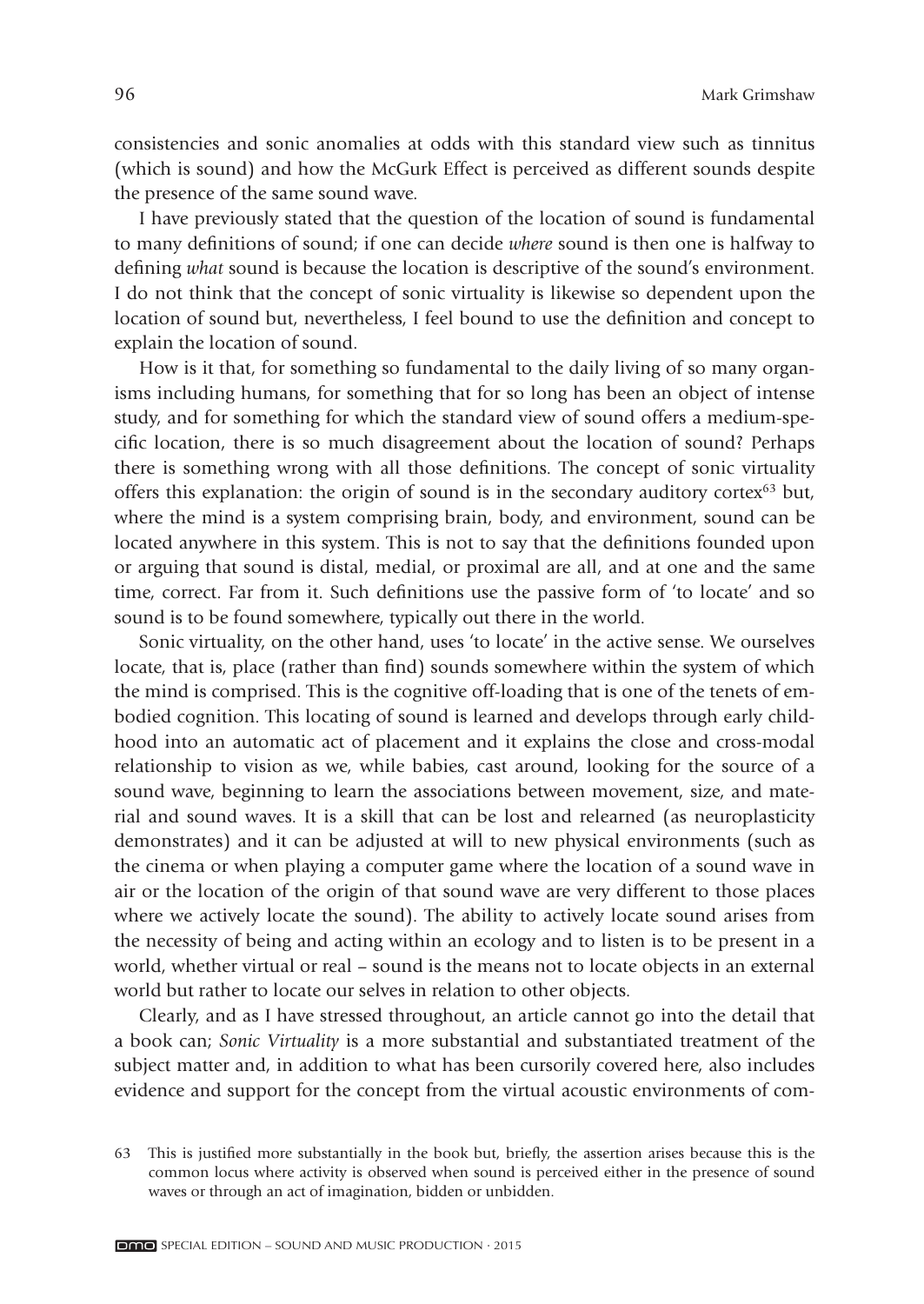consistencies and sonic anomalies at odds with this standard view such as tinnitus (which is sound) and how the McGurk Effect is perceived as different sounds despite the presence of the same sound wave.

I have previously stated that the question of the location of sound is fundamental to many definitions of sound; if one can decide *where* sound is then one is halfway to defining *what* sound is because the location is descriptive of the sound's environment. I do not think that the concept of sonic virtuality is likewise so dependent upon the location of sound but, nevertheless, I feel bound to use the definition and concept to explain the location of sound.

How is it that, for something so fundamental to the daily living of so many organisms including humans, for something that for so long has been an object of intense study, and for something for which the standard view of sound offers a medium-specific location, there is so much disagreement about the location of sound? Perhaps there is something wrong with all those definitions. The concept of sonic virtuality offers this explanation: the origin of sound is in the secondary auditory cortex[63] but, where the mind is a system comprising brain, body, and environment, sound can be located anywhere in this system. This is not to say that the definitions founded upon or arguing that sound is distal, medial, or proximal are all, and at one and the same time, correct. Far from it. Such definitions use the passive form of 'to locate' and so sound is to be found somewhere, typically out there in the world.

Sonic virtuality, on the other hand, uses 'to locate' in the active sense. We ourselves locate, that is, place (rather than find) sounds somewhere within the system of which the mind is comprised. This is the cognitive off-loading that is one of the tenets of embodied cognition. This locating of sound is learned and develops through early childhood into an automatic act of placement and it explains the close and cross-modal relationship to vision as we, while babies, cast around, looking for the source of a sound wave, beginning to learn the associations between movement, size, and material and sound waves. It is a skill that can be lost and relearned (as neuroplasticity demonstrates) and it can be adjusted at will to new physical environments (such as the cinema or when playing a computer game where the location of a sound wave in air or the location of the origin of that sound wave are very different to those places where we actively locate the sound). The ability to actively locate sound arises from the necessity of being and acting within an ecology and to listen is to be present in a world, whether virtual or real – sound is the means not to locate objects in an external world but rather to locate our selves in relation to other objects.

Clearly, and as I have stressed throughout, an article cannot go into the detail that a book can; *Sonic Virtuality* is a more substantial and substantiated treatment of the subject matter and, in addition to what has been cursorily covered here, also includes evidence and support for the concept from the virtual acoustic environments of com-

63 This is justified more substantially in the book but, briefly, the assertion arises because this is the common locus where activity is observed when sound is perceived either in the presence of sound waves or through an act of imagination, bidden or unbidden.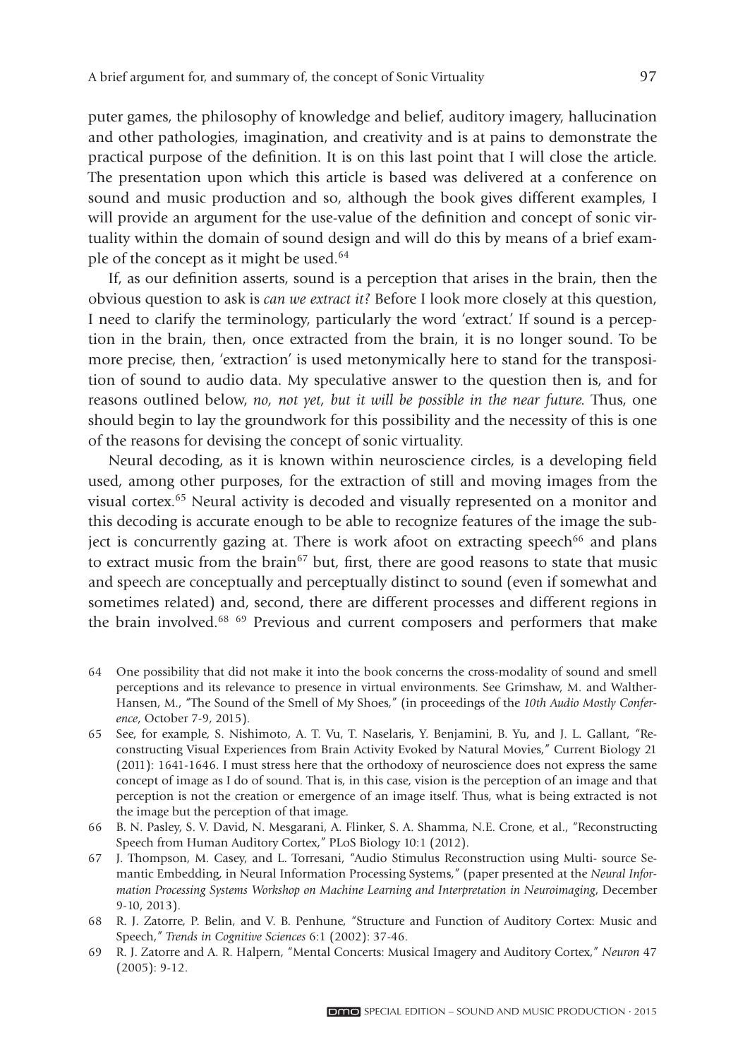puter games, the philosophy of knowledge and belief, auditory imagery, hallucination and other pathologies, imagination, and creativity and is at pains to demonstrate the practical purpose of the definition. It is on this last point that I will close the article. The presentation upon which this article is based was delivered at a conference on sound and music production and so, although the book gives different examples, I will provide an argument for the use-value of the definition and concept of sonic virtuality within the domain of sound design and will do this by means of a brief example of the concept as it might be used.[64]

If, as our definition asserts, sound is a perception that arises in the brain, then the obvious question to ask is *can we extract it?* Before I look more closely at this question, I need to clarify the terminology, particularly the word 'extract.' If sound is a perception in the brain, then, once extracted from the brain, it is no longer sound. To be more precise, then, 'extraction' is used metonymically here to stand for the transposition of sound to audio data. My speculative answer to the question then is, and for reasons outlined below, *no, not yet, but it will be possible in the near future.* Thus, one should begin to lay the groundwork for this possibility and the necessity of this is one of the reasons for devising the concept of sonic virtuality.

Neural decoding, as it is known within neuroscience circles, is a developing field used, among other purposes, for the extraction of still and moving images from the visual cortex.[65] Neural activity is decoded and visually represented on a monitor and this decoding is accurate enough to be able to recognize features of the image the subject is concurrently gazing at. There is work afoot on extracting speech[66] and plans to extract music from the brain[67] but, first, there are good reasons to state that music and speech are conceptually and perceptually distinct to sound (even if somewhat and sometimes related) and, second, there are different processes and different regions in the brain involved.[68] [69] Previous and current composers and performers that make

64 One possibility that did not make it into the book concerns the cross-modality of sound and smell perceptions and its relevance to presence in virtual environments. See Grimshaw, M. and Walther-Hansen, M., "The Sound of the Smell of My Shoes," (in proceedings of the *10th Audio Mostly Conference*, October 7-9, 2015).

65 See, for example, S. Nishimoto, A. T. Vu, T. Naselaris, Y. Benjamini, B. Yu, and J. L. Gallant, "Reconstructing Visual Experiences from Brain Activity Evoked by Natural Movies," Current Biology 21 (2011): 1641-1646. I must stress here that the orthodoxy of neuroscience does not express the same concept of image as I do of sound. That is, in this case, vision is the perception of an image and that perception is not the creation or emergence of an image itself. Thus, what is being extracted is not the image but the perception of that image.

66 B. N. Pasley, S. V. David, N. Mesgarani, A. Flinker, S. A. Shamma, N.E. Crone, et al., "Reconstructing Speech from Human Auditory Cortex," PLoS Biology 10:1 (2012).

67 J. Thompson, M. Casey, and L. Torresani, "Audio Stimulus Reconstruction using Multi- source Semantic Embedding, in Neural Information Processing Systems," (paper presented at the *Neural Information Processing Systems Workshop on Machine Learning and Interpretation in Neuroimaging*, December 9-10, 2013).

68 R. J. Zatorre, P. Belin, and V. B. Penhune, "Structure and Function of Auditory Cortex: Music and Speech," *Trends in Cognitive Sciences* 6:1 (2002): 37-46.

69 R. J. Zatorre and A. R. Halpern, "Mental Concerts: Musical Imagery and Auditory Cortex," *Neuron* 47 (2005): 9-12.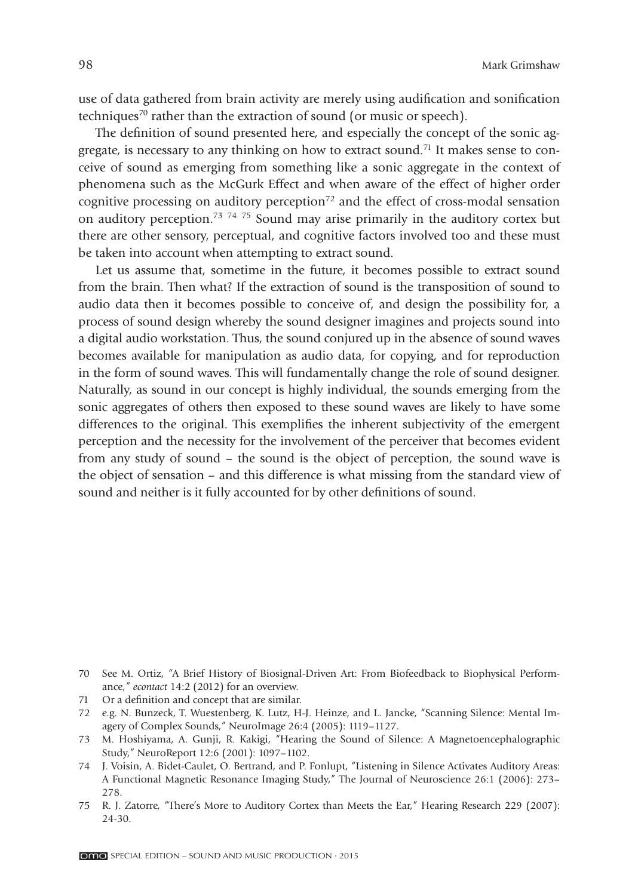use of data gathered from brain activity are merely using audification and sonification techniques[70] rather than the extraction of sound (or music or speech).

The definition of sound presented here, and especially the concept of the sonic aggregate, is necessary to any thinking on how to extract sound.[71] It makes sense to conceive of sound as emerging from something like a sonic aggregate in the context of phenomena such as the McGurk Effect and when aware of the effect of higher order cognitive processing on auditory perception[72] and the effect of cross-modal sensation on auditory perception.[73] [74] [75] Sound may arise primarily in the auditory cortex but there are other sensory, perceptual, and cognitive factors involved too and these must be taken into account when attempting to extract sound.

Let us assume that, sometime in the future, it becomes possible to extract sound from the brain. Then what? If the extraction of sound is the transposition of sound to audio data then it becomes possible to conceive of, and design the possibility for, a process of sound design whereby the sound designer imagines and projects sound into a digital audio workstation. Thus, the sound conjured up in the absence of sound waves becomes available for manipulation as audio data, for copying, and for reproduction in the form of sound waves. This will fundamentally change the role of sound designer. Naturally, as sound in our concept is highly individual, the sounds emerging from the sonic aggregates of others then exposed to these sound waves are likely to have some differences to the original. This exemplifies the inherent subjectivity of the emergent perception and the necessity for the involvement of the perceiver that becomes evident from any study of sound – the sound is the object of perception, the sound wave is the object of sensation – and this difference is what missing from the standard view of sound and neither is it fully accounted for by other definitions of sound.

70 See M. Ortiz, "A Brief History of Biosignal-Driven Art: From Biofeedback to Biophysical Performance," *econtact* 14:2 (2012) for an overview.

71 Or a definition and concept that are similar.

72 e.g. N. Bunzeck, T. Wuestenberg, K. Lutz, H-J. Heinze, and L. Jancke, "Scanning Silence: Mental Imagery of Complex Sounds," NeuroImage 26:4 (2005): 1119–1127.

73 M. Hoshiyama, A. Gunji, R. Kakigi, "Hearing the Sound of Silence: A Magnetoencephalographic Study," NeuroReport 12:6 (2001): 1097–1102.

74 J. Voisin, A. Bidet-Caulet, O. Bertrand, and P. Fonlupt, "Listening in Silence Activates Auditory Areas: A Functional Magnetic Resonance Imaging Study," The Journal of Neuroscience 26:1 (2006): 273–278.

75 R. J. Zatorre, "There's More to Auditory Cortex than Meets the Ear," Hearing Research 229 (2007): 24-30.